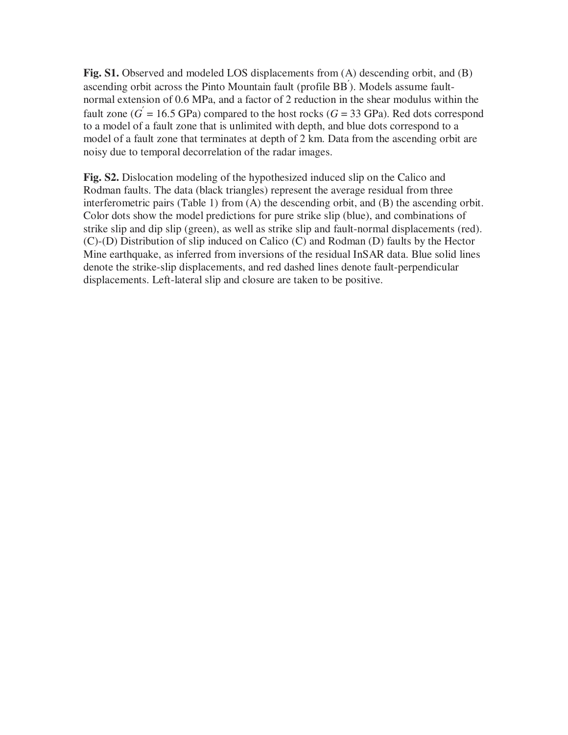**Fig. S1.** Observed and modeled LOS displacements from (A) descending orbit, and (B) ascending orbit across the Pinto Mountain fault (profile BB$'$). Models assume fault-normal extension of 0.6 MPa, and a factor of 2 reduction in the shear modulus within the fault zone ($G' = 16.5$ GPa) compared to the host rocks ($G = 33$ GPa). Red dots correspond to a model of a fault zone that is unlimited with depth, and blue dots correspond to a model of a fault zone that terminates at depth of 2 km. Data from the ascending orbit are noisy due to temporal decorrelation of the radar images.

**Fig. S2.** Dislocation modeling of the hypothesized induced slip on the Calico and Rodman faults. The data (black triangles) represent the average residual from three interferometric pairs (Table 1) from (A) the descending orbit, and (B) the ascending orbit. Color dots show the model predictions for pure strike slip (blue), and combinations of strike slip and dip slip (green), as well as strike slip and fault-normal displacements (red). (C)-(D) Distribution of slip induced on Calico (C) and Rodman (D) faults by the Hector Mine earthquake, as inferred from inversions of the residual InSAR data. Blue solid lines denote the strike-slip displacements, and red dashed lines denote fault-perpendicular displacements. Left-lateral slip and closure are taken to be positive.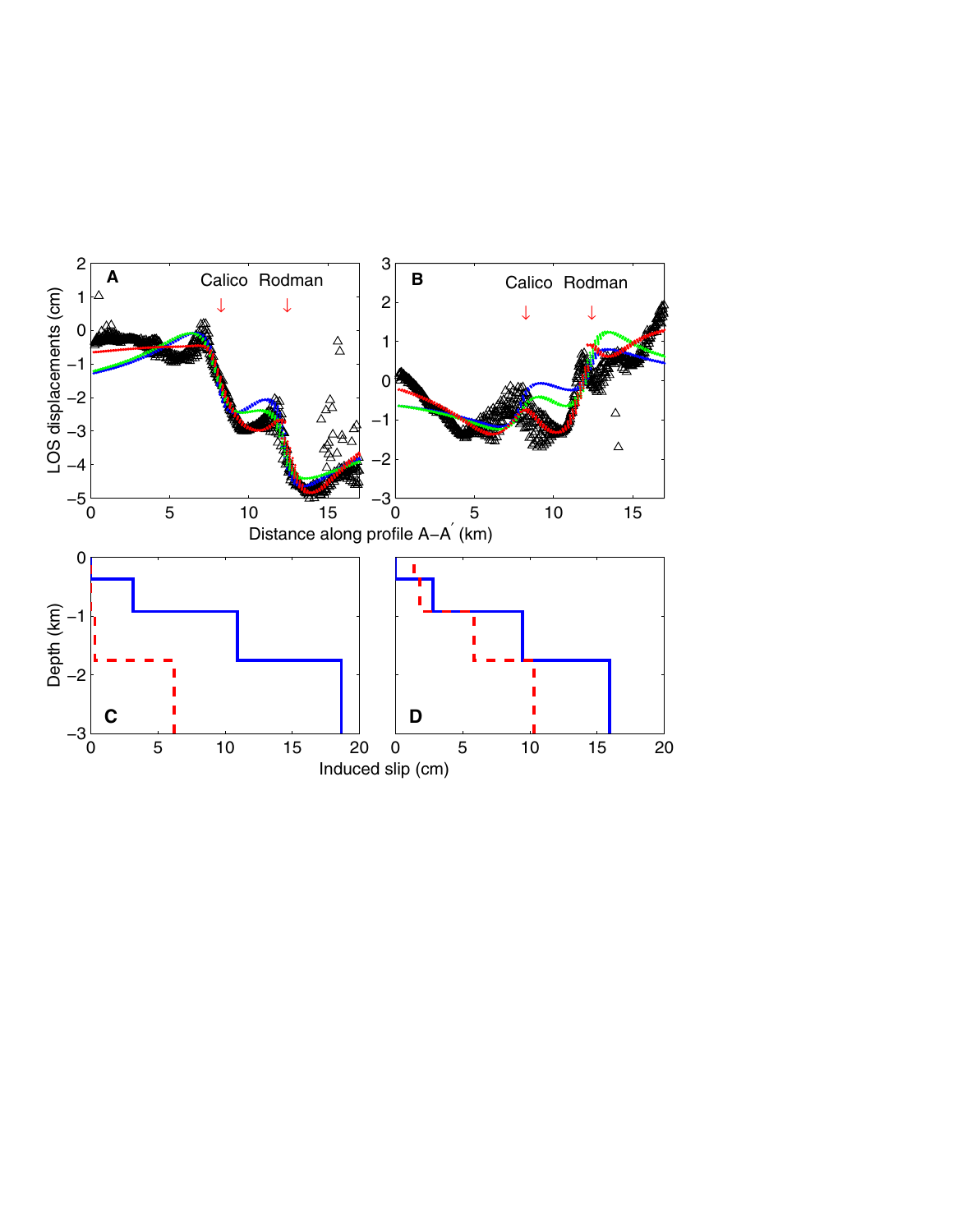A

Calico Rodman

2
1
0
−1
−2
−3
−4
−5

LOS displacements (cm)

0 5 10 15

B

Calico Rodman

3
2
1
0
−1
−2
−3

0 5 10 15

Distance along profile A−A´ (km)

0
−1
−2
−3

Depth (km)

C

0 5 10 15 20

D

0 5 10 15 20

Induced slip (cm)